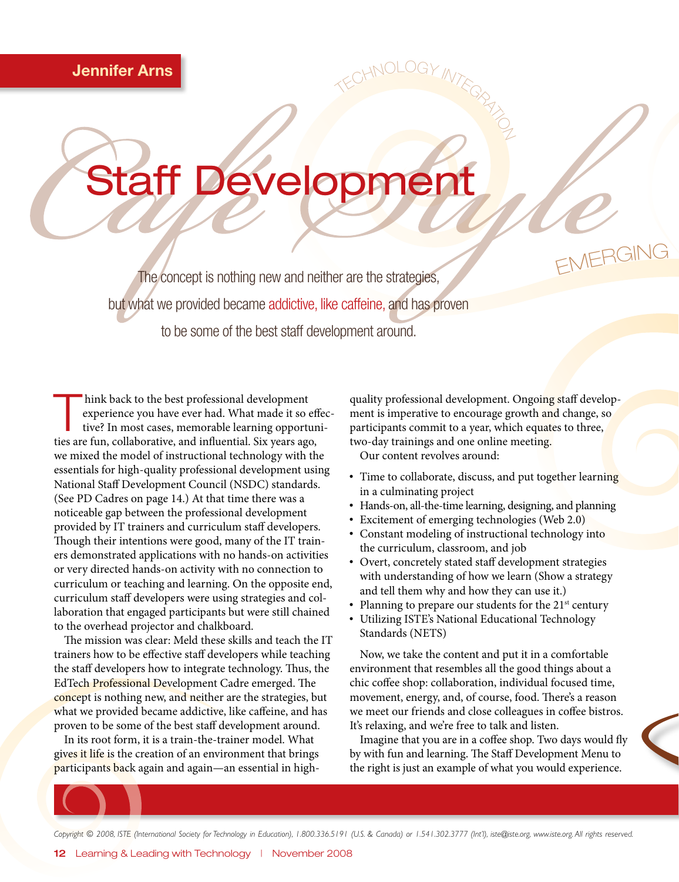Jennifer Arns

TECHNOLOGY INTEGRATION

# Staff Development Café Style

EMERGING

The concept is nothing new and neither are the strategies, but what we provided became addictive, like caffeine, and has proven to be some of the best staff development around.

Think back to the best professional development experience you have ever had. What made it so effective? In most cases, memorable learning opportunities are fun, collaborative, and influential. Six years ago, we mixed the model of instructional technology with the essentials for high-quality professional development using National Staff Development Council (NSDC) standards. (See PD Cadres on page 14.) At that time there was a noticeable gap between the professional development provided by IT trainers and curriculum staff developers. Though their intentions were good, many of the IT trainers demonstrated applications with no hands-on activities or very directed hands-on activity with no connection to curriculum or teaching and learning. On the opposite end, curriculum staff developers were using strategies and collaboration that engaged participants but were still chained to the overhead projector and chalkboard.

The mission was clear: Meld these skills and teach the IT trainers how to be effective staff developers while teaching the staff developers how to integrate technology. Thus, the EdTech Professional Development Cadre emerged. The concept is nothing new, and neither are the strategies, but what we provided became addictive, like caffeine, and has proven to be some of the best staff development around.

In its root form, it is a train-the-trainer model. What gives it life is the creation of an environment that brings participants back again and again—an essential in high-quality professional development. Ongoing staff development is imperative to encourage growth and change, so participants commit to a year, which equates to three, two-day trainings and one online meeting.

Our content revolves around:

- Time to collaborate, discuss, and put together learning in a culminating project
- Hands-on, all-the-time learning, designing, and planning
- Excitement of emerging technologies (Web 2.0)
- Constant modeling of instructional technology into the curriculum, classroom, and job
- Overt, concretely stated staff development strategies with understanding of how we learn (Show a strategy and tell them why and how they can use it.)
- Planning to prepare our students for the 21st century
- Utilizing ISTE's National Educational Technology Standards (NETS)

Now, we take the content and put it in a comfortable environment that resembles all the good things about a chic coffee shop: collaboration, individual focused time, movement, energy, and, of course, food. There's a reason we meet our friends and close colleagues in coffee bistros. It's relaxing, and we're free to talk and listen.

Imagine that you are in a coffee shop. Two days would fly by with fun and learning. The Staff Development Menu to the right is just an example of what you would experience.

*Copyright © 2008, ISTE (International Society for Technology in Education), 1.800.336.5191 (U.S. & Canada) or 1.541.302.3777 (Int'l), iste@iste.org, www.iste.org. All rights reserved.*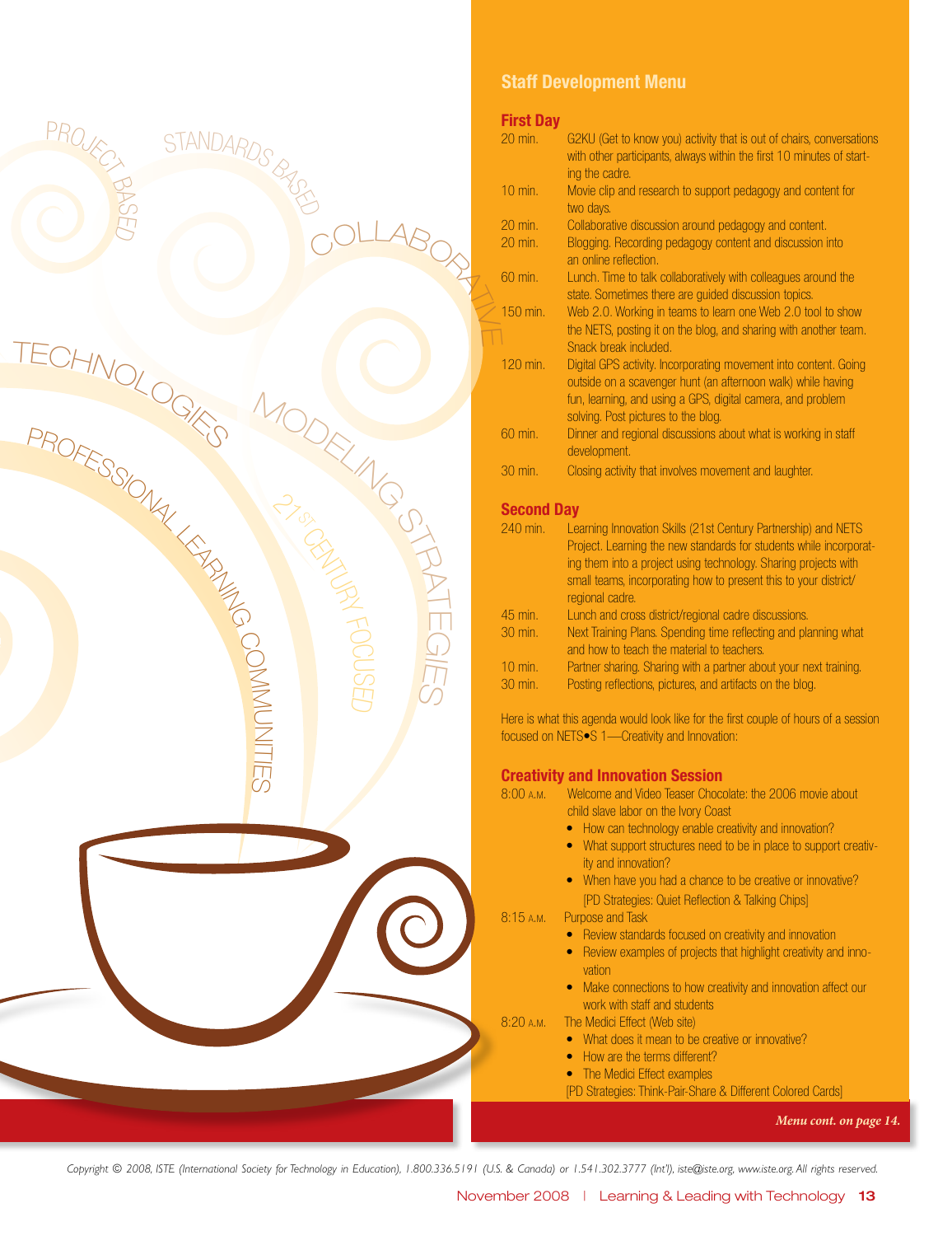## Staff Development Menu

### First Day

| | |
|---|---|
| 20 min. | G2KU (Get to know you) activity that is out of chairs, conversations with other participants, always within the first 10 minutes of starting the cadre. |
| 10 min. | Movie clip and research to support pedagogy and content for two days. |
| 20 min. | Collaborative discussion around pedagogy and content. |
| 20 min. | Blogging. Recording pedagogy content and discussion into an online reflection. |
| 60 min. | Lunch. Time to talk collaboratively with colleagues around the state. Sometimes there are guided discussion topics. |
| 150 min. | Web 2.0. Working in teams to learn one Web 2.0 tool to show the NETS, posting it on the blog, and sharing with another team. Snack break included. |
| 120 min. | Digital GPS activity. Incorporating movement into content. Going outside on a scavenger hunt (an afternoon walk) while having fun, learning, and using a GPS, digital camera, and problem solving. Post pictures to the blog. |
| 60 min. | Dinner and regional discussions about what is working in staff development. |
| 30 min. | Closing activity that involves movement and laughter. |

### Second Day

| | |
|---|---|
| 240 min. | Learning Innovation Skills (21st Century Partnership) and NETS Project. Learning the new standards for students while incorporating them into a project using technology. Sharing projects with small teams, incorporating how to present this to your district/regional cadre. |
| 45 min. | Lunch and cross district/regional cadre discussions. |
| 30 min. | Next Training Plans. Spending time reflecting and planning what and how to teach the material to teachers. |
| 10 min. | Partner sharing. Sharing with a partner about your next training. |
| 30 min. | Posting reflections, pictures, and artifacts on the blog. |

Here is what this agenda would look like for the first couple of hours of a session focused on NETS•S 1—Creativity and Innovation:

### Creativity and Innovation Session

**8:00 A.M.** Welcome and Video Teaser Chocolate: the 2006 movie about child slave labor on the Ivory Coast

- How can technology enable creativity and innovation?
- What support structures need to be in place to support creativity and innovation?
- When have you had a chance to be creative or innovative?

[PD Strategies: Quiet Reflection & Talking Chips]

**8:15 A.M.** Purpose and Task

- Review standards focused on creativity and innovation
- Review examples of projects that highlight creativity and innovation
- Make connections to how creativity and innovation affect our work with staff and students

**8:20 A.M.** The Medici Effect (Web site)

- What does it mean to be creative or innovative?
- How are the terms different?
- The Medici Effect examples

[PD Strategies: Think-Pair-Share & Different Colored Cards]

*Menu cont. on page 14.*

PROJECT BASED STANDARDS BASED COLLABORATIVE TECHNOLOGIES MODELING STRATEGIES PROFESSIONAL LEARNING COMMUNITIES 21ST CENTURY FOCUSED

*Copyright © 2008, ISTE (International Society for Technology in Education), 1.800.336.5191 (U.S. & Canada) or 1.541.302.3777 (Int'l), iste@iste.org, www.iste.org. All rights reserved.*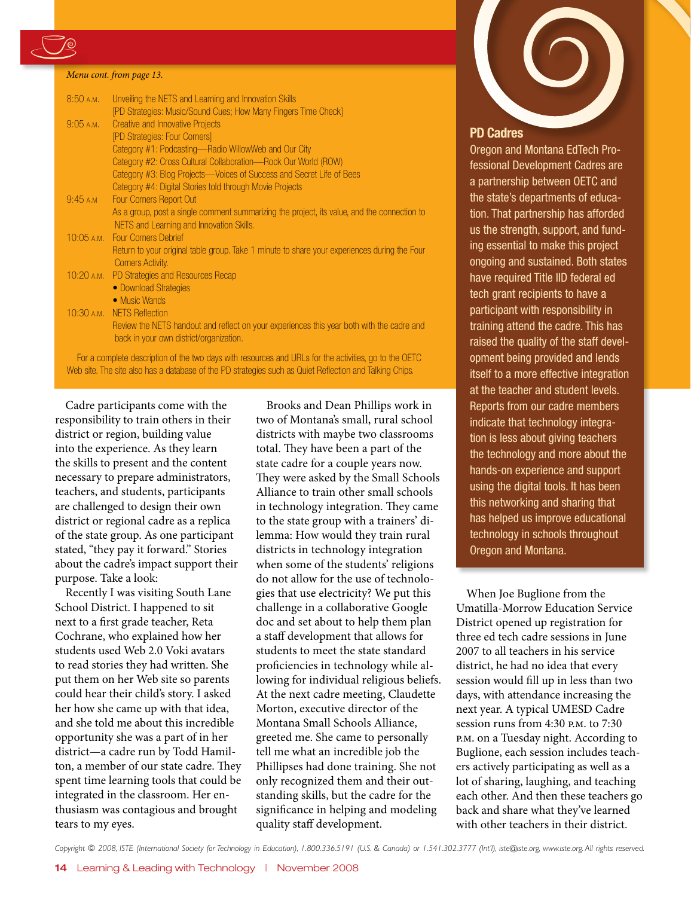*Menu cont. from page 13.*

| | |
|---|---|
| 8:50 A.M. | Unveiling the NETS and Learning and Innovation Skills [PD Strategies: Music/Sound Cues; How Many Fingers Time Check] |
| 9:05 A.M. | Creative and Innovative Projects [PD Strategies: Four Corners] Category #1: Podcasting—Radio WillowWeb and Our City Category #2: Cross Cultural Collaboration—Rock Our World (ROW) Category #3: Blog Projects—Voices of Success and Secret Life of Bees Category #4: Digital Stories told through Movie Projects |
| 9:45 A.M | Four Corners Report Out As a group, post a single comment summarizing the project, its value, and the connection to NETS and Learning and Innovation Skills. |
| 10:05 A.M. | Four Corners Debrief Return to your original table group. Take 1 minute to share your experiences during the Four Corners Activity. |
| 10:20 A.M. | PD Strategies and Resources Recap • Download Strategies • Music Wands |
| 10:30 A.M. | NETS Reflection Review the NETS handout and reflect on your experiences this year both with the cadre and back in your own district/organization. |

For a complete description of the two days with resources and URLs for the activities, go to the OETC Web site. The site also has a database of the PD strategies such as Quiet Reflection and Talking Chips.

Cadre participants come with the responsibility to train others in their district or region, building value into the experience. As they learn the skills to present and the content necessary to prepare administrators, teachers, and students, participants are challenged to design their own district or regional cadre as a replica of the state group. As one participant stated, "they pay it forward." Stories about the cadre's impact support their purpose. Take a look:

Recently I was visiting South Lane School District. I happened to sit next to a first grade teacher, Reta Cochrane, who explained how her students used Web 2.0 Voki avatars to read stories they had written. She put them on her Web site so parents could hear their child's story. I asked her how she came up with that idea, and she told me about this incredible opportunity she was a part of in her district—a cadre run by Todd Hamilton, a member of our state cadre. They spent time learning tools that could be integrated in the classroom. Her enthusiasm was contagious and brought tears to my eyes.

Brooks and Dean Phillips work in two of Montana's small, rural school districts with maybe two classrooms total. They have been a part of the state cadre for a couple years now. They were asked by the Small Schools Alliance to train other small schools in technology integration. They came to the state group with a trainers' dilemma: How would they train rural districts in technology integration when some of the students' religions do not allow for the use of technologies that use electricity? We put this challenge in a collaborative Google doc and set about to help them plan a staff development that allows for students to meet the state standard proficiencies in technology while allowing for individual religious beliefs. At the next cadre meeting, Claudette Morton, executive director of the Montana Small Schools Alliance, greeted me. She came to personally tell me what an incredible job the Phillipses had done training. She not only recognized them and their outstanding skills, but the cadre for the significance in helping and modeling quality staff development.

## PD Cadres

Oregon and Montana EdTech Professional Development Cadres are a partnership between OETC and the state's departments of education. That partnership has afforded us the strength, support, and funding essential to make this project ongoing and sustained. Both states have required Title IID federal ed tech grant recipients to have a participant with responsibility in training attend the cadre. This has raised the quality of the staff development being provided and lends itself to a more effective integration at the teacher and student levels. Reports from our cadre members indicate that technology integration is less about giving teachers the technology and more about the hands-on experience and support using the digital tools. It has been this networking and sharing that has helped us improve educational technology in schools throughout Oregon and Montana.

When Joe Buglione from the Umatilla-Morrow Education Service District opened up registration for three ed tech cadre sessions in June 2007 to all teachers in his service district, he had no idea that every session would fill up in less than two days, with attendance increasing the next year. A typical UMESD Cadre session runs from 4:30 P.M. to 7:30 P.M. on a Tuesday night. According to Buglione, each session includes teachers actively participating as well as a lot of sharing, laughing, and teaching each other. And then these teachers go back and share what they've learned with other teachers in their district.

*Copyright © 2008, ISTE (International Society for Technology in Education), 1.800.336.5191 (U.S. & Canada) or 1.541.302.3777 (Int'l), iste@iste.org, www.iste.org. All rights reserved.*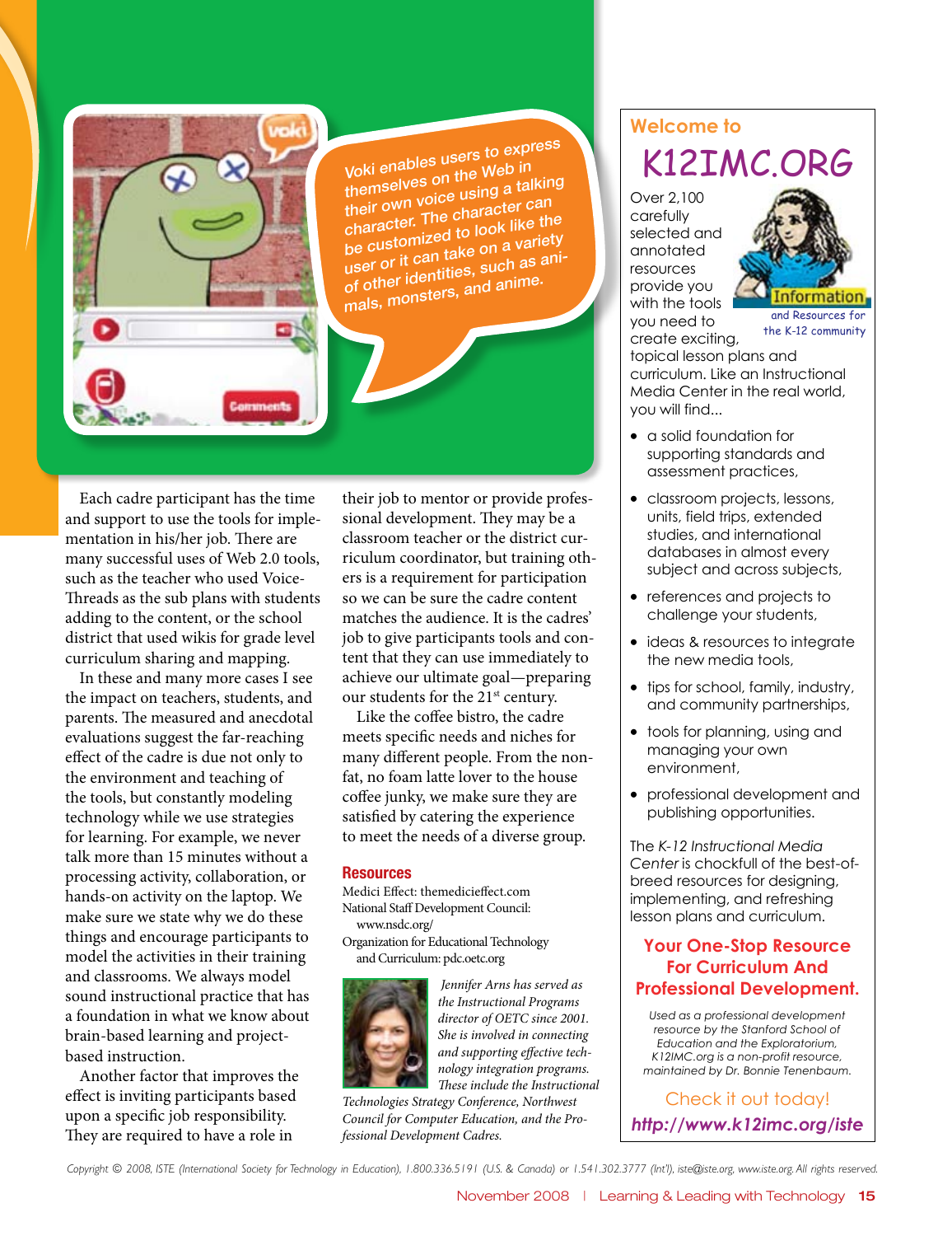Voki enables users to express themselves on the Web in their own voice using a talking character. The character can be customized to look like the user or it can take on a variety of other identities, such as animals, monsters, and anime.

Each cadre participant has the time and support to use the tools for implementation in his/her job. There are many successful uses of Web 2.0 tools, such as the teacher who used VoiceThreads as the sub plans with students adding to the content, or the school district that used wikis for grade level curriculum sharing and mapping.

In these and many more cases I see the impact on teachers, students, and parents. The measured and anecdotal evaluations suggest the far-reaching effect of the cadre is due not only to the environment and teaching of the tools, but constantly modeling technology while we use strategies for learning. For example, we never talk more than 15 minutes without a processing activity, collaboration, or hands-on activity on the laptop. We make sure we state why we do these things and encourage participants to model the activities in their training and classrooms. We always model sound instructional practice that has a foundation in what we know about brain-based learning and project-based instruction.

Another factor that improves the effect is inviting participants based upon a specific job responsibility. They are required to have a role in their job to mentor or provide professional development. They may be a classroom teacher or the district curriculum coordinator, but training others is a requirement for participation so we can be sure the cadre content matches the audience. It is the cadres' job to give participants tools and content that they can use immediately to achieve our ultimate goal—preparing our students for the 21st century.

Like the coffee bistro, the cadre meets specific needs and niches for many different people. From the non-fat, no foam latte lover to the house coffee junky, we make sure they are satisfied by catering the experience to meet the needs of a diverse group.

## Resources

Medici Effect: themedicieffect.com
National Staff Development Council: www.nsdc.org/
Organization for Educational Technology and Curriculum: pdc.oetc.org

*Jennifer Arns has served as the Instructional Programs director of OETC since 2001. She is involved in connecting and supporting effective technology integration programs. These include the Instructional Technologies Strategy Conference, Northwest Council for Computer Education, and the Professional Development Cadres.*

---

## Welcome to K12IMC.ORG

Information and Resources for the K-12 community

Over 2,100 carefully selected and annotated resources provide you with the tools you need to create exciting, topical lesson plans and curriculum. Like an Instructional Media Center in the real world, you will find...

- a solid foundation for supporting standards and assessment practices,
- classroom projects, lessons, units, field trips, extended studies, and international databases in almost every subject and across subjects,
- references and projects to challenge your students,
- ideas & resources to integrate the new media tools,
- tips for school, family, industry, and community partnerships,
- tools for planning, using and managing your own environment,
- professional development and publishing opportunities.

The *K-12 Instructional Media Center* is chockfull of the best-of-breed resources for designing, implementing, and refreshing lesson plans and curriculum.

**Your One-Stop Resource For Curriculum And Professional Development.**

*Used as a professional development resource by the Stanford School of Education and the Exploratorium, K12IMC.org is a non-profit resource, maintained by Dr. Bonnie Tenenbaum.*

Check it out today!
***http://www.k12imc.org/iste***

*Copyright © 2008, ISTE (International Society for Technology in Education), 1.800.336.5191 (U.S. & Canada) or 1.541.302.3777 (Int'l), iste@iste.org, www.iste.org. All rights reserved.*